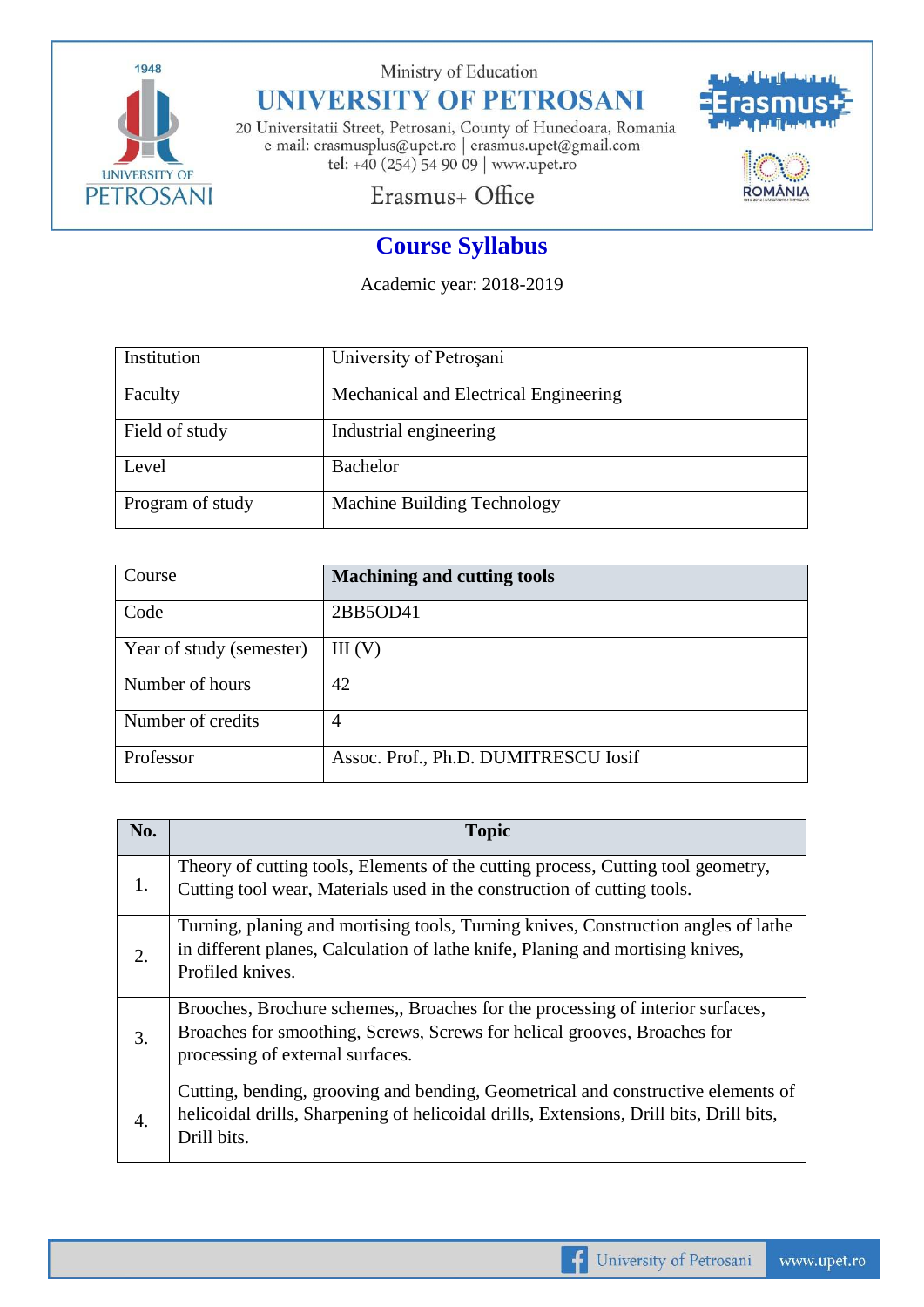Ministry of Education

# UNIVERSITY OF PETROSANI

20 Universitatii Street, Petrosani, County of Hunedoara, Romania
e-mail: erasmusplus@upet.ro | erasmus.upet@gmail.com
tel: +40 (254) 54 90 09 | www.upet.ro

Erasmus+ Office

## Course Syllabus

Academic year: 2018-2019

| Institution | University of Petroşani |
|---|---|
| Faculty | Mechanical and Electrical Engineering |
| Field of study | Industrial engineering |
| Level | Bachelor |
| Program of study | Machine Building Technology |

| Course | **Machining and cutting tools** |
|---|---|
| Code | 2BB5OD41 |
| Year of study (semester) | III (V) |
| Number of hours | 42 |
| Number of credits | 4 |
| Professor | Assoc. Prof., Ph.D. DUMITRESCU Iosif |

| No. | Topic |
|---|---|
| 1. | Theory of cutting tools, Elements of the cutting process, Cutting tool geometry, Cutting tool wear, Materials used in the construction of cutting tools. |
| 2. | Turning, planing and mortising tools, Turning knives, Construction angles of lathe in different planes, Calculation of lathe knife, Planing and mortising knives, Profiled knives. |
| 3. | Brooches, Brochure schemes,, Broaches for the processing of interior surfaces, Broaches for smoothing, Screws, Screws for helical grooves, Broaches for processing of external surfaces. |
| 4. | Cutting, bending, grooving and bending, Geometrical and constructive elements of helicoidal drills, Sharpening of helicoidal drills, Extensions, Drill bits, Drill bits, Drill bits. |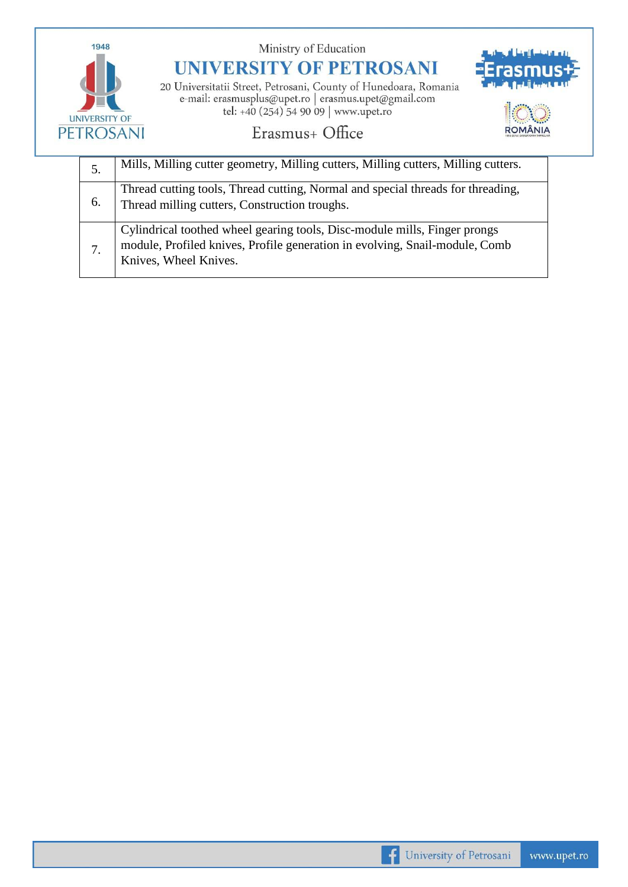| | |
|---|---|
| 5. | Mills, Milling cutter geometry, Milling cutters, Milling cutters, Milling cutters. |
| 6. | Thread cutting tools, Thread cutting, Normal and special threads for threading, Thread milling cutters, Construction troughs. |
| 7. | Cylindrical toothed wheel gearing tools, Disc-module mills, Finger prongs module, Profiled knives, Profile generation in evolving, Snail-module, Comb Knives, Wheel Knives. |